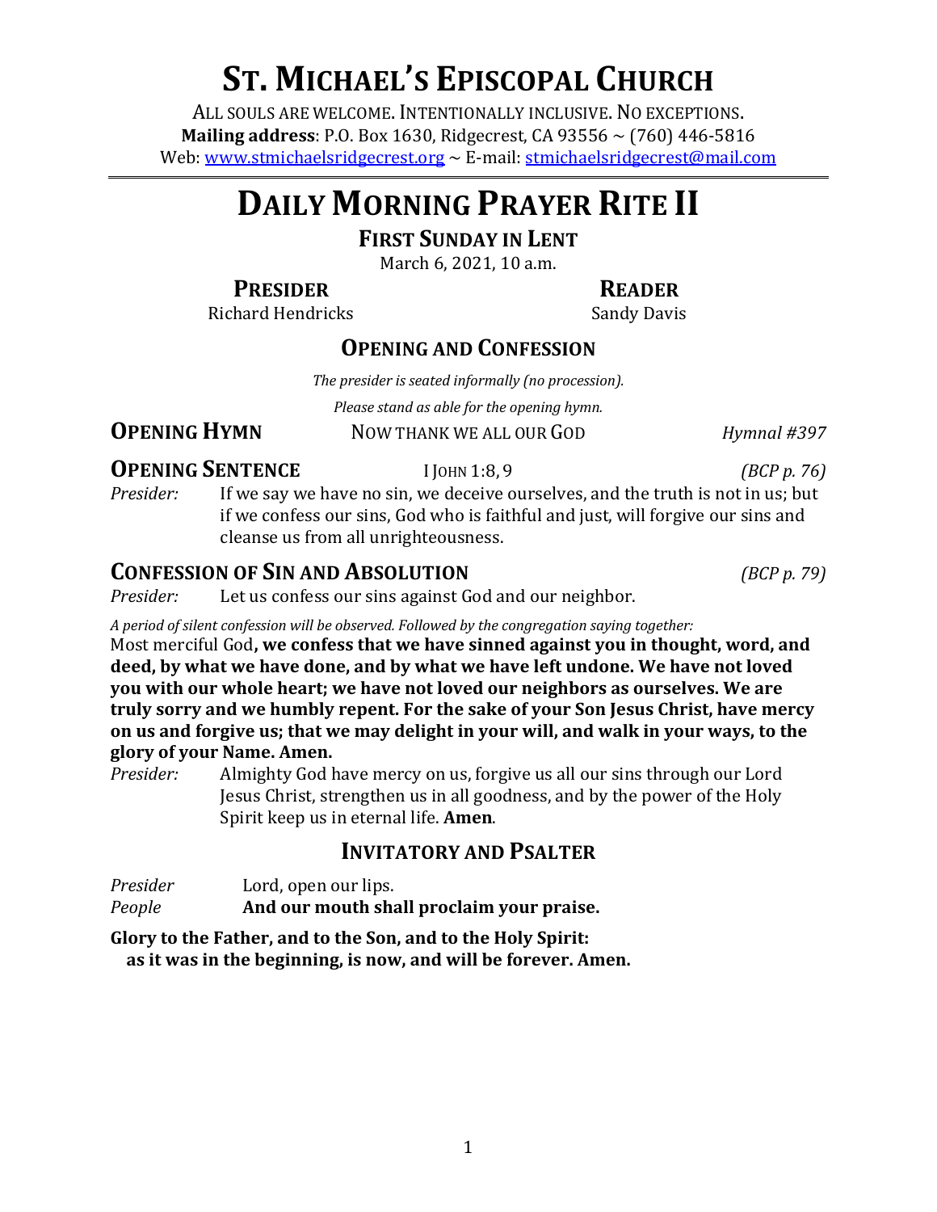# ST. MICHAEL'S EPISCOPAL CHURCH

ALL SOULS ARE WELCOME. INTENTIONALLY INCLUSIVE. NO EXCEPTIONS.
**Mailing address**: P.O. Box 1630, Ridgecrest, CA 93556 ~ (760) 446-5816
Web: www.stmichaelsridgecrest.org ~ E-mail: stmichaelsridgecrest@mail.com

---

# DAILY MORNING PRAYER RITE II

## FIRST SUNDAY IN LENT

March 6, 2021, 10 a.m.

**PRESIDER**
Richard Hendricks

**READER**
Sandy Davis

## OPENING AND CONFESSION

*The presider is seated informally (no procession).*

*Please stand as able for the opening hymn.*

### OPENING HYMN — NOW THANK WE ALL OUR GOD — *Hymnal #397*

### OPENING SENTENCE — I JOHN 1:8, 9 — *(BCP p. 76)*

*Presider:* If we say we have no sin, we deceive ourselves, and the truth is not in us; but if we confess our sins, God who is faithful and just, will forgive our sins and cleanse us from all unrighteousness.

### CONFESSION OF SIN AND ABSOLUTION — *(BCP p. 79)*

*Presider:* Let us confess our sins against God and our neighbor.

*A period of silent confession will be observed. Followed by the congregation saying together:*

Most merciful God**, we confess that we have sinned against you in thought, word, and deed, by what we have done, and by what we have left undone. We have not loved you with our whole heart; we have not loved our neighbors as ourselves. We are truly sorry and we humbly repent. For the sake of your Son Jesus Christ, have mercy on us and forgive us; that we may delight in your will, and walk in your ways, to the glory of your Name. Amen.**

*Presider:* Almighty God have mercy on us, forgive us all our sins through our Lord Jesus Christ, strengthen us in all goodness, and by the power of the Holy Spirit keep us in eternal life. **Amen**.

## INVITATORY AND PSALTER

*Presider* Lord, open our lips.
*People* **And our mouth shall proclaim your praise.**

**Glory to the Father, and to the Son, and to the Holy Spirit:**
**as it was in the beginning, is now, and will be forever. Amen.**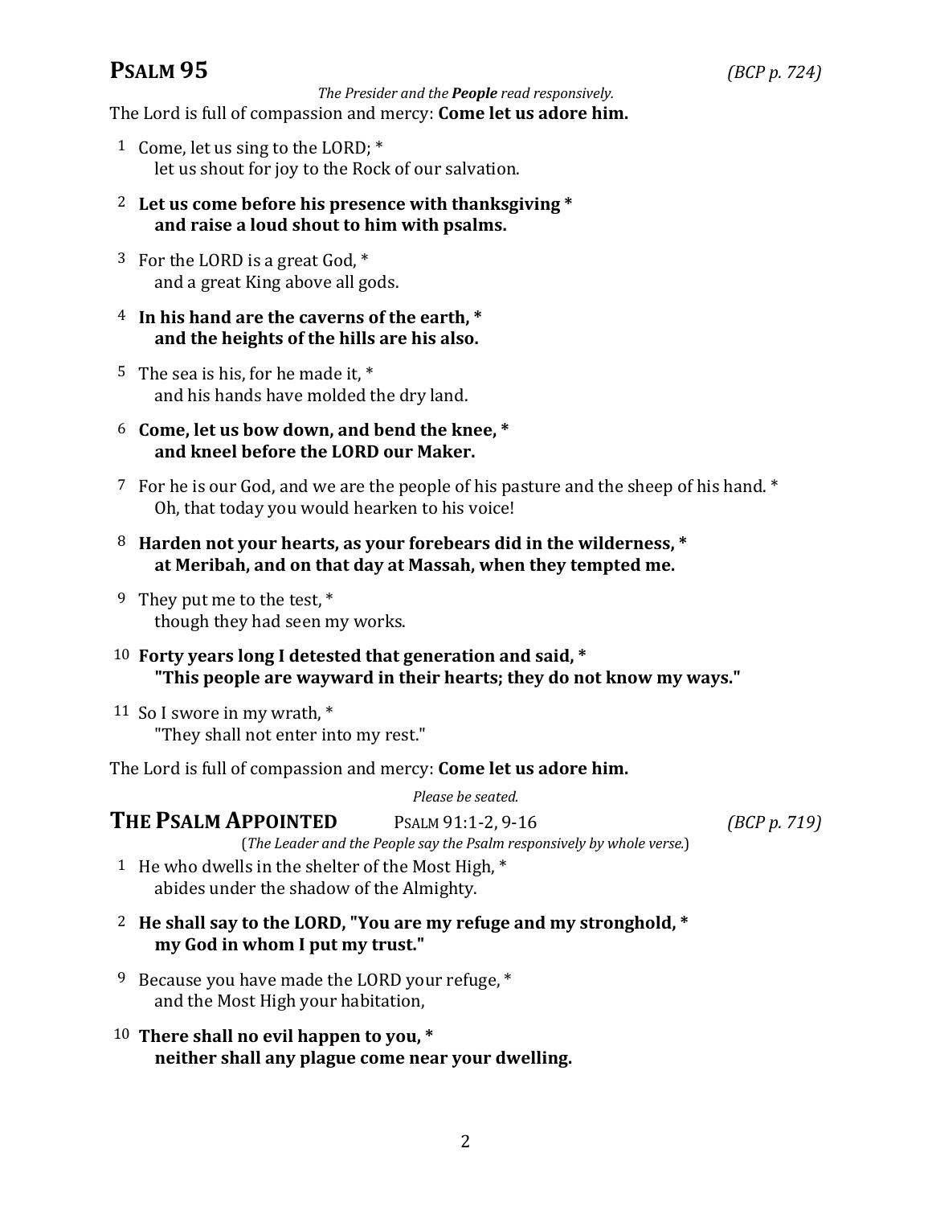## PSALM 95 *(BCP p. 724)*

*The Presider and the **People** read responsively.*

The Lord is full of compassion and mercy: **Come let us adore him.**

1 Come, let us sing to the LORD; *
let us shout for joy to the Rock of our salvation.

**2 Let us come before his presence with thanksgiving *
and raise a loud shout to him with psalms.**

3 For the LORD is a great God, *
and a great King above all gods.

**4 In his hand are the caverns of the earth, *
and the heights of the hills are his also.**

5 The sea is his, for he made it, *
and his hands have molded the dry land.

**6 Come, let us bow down, and bend the knee, *
and kneel before the LORD our Maker.**

7 For he is our God, and we are the people of his pasture and the sheep of his hand. *
Oh, that today you would hearken to his voice!

**8 Harden not your hearts, as your forebears did in the wilderness, *
at Meribah, and on that day at Massah, when they tempted me.**

9 They put me to the test, *
though they had seen my works.

**10 Forty years long I detested that generation and said, *
"This people are wayward in their hearts; they do not know my ways."**

11 So I swore in my wrath, *
"They shall not enter into my rest."

The Lord is full of compassion and mercy: **Come let us adore him.**

*Please be seated.*

## THE PSALM APPOINTED PSALM 91:1-2, 9-16 *(BCP p. 719)*

(*The Leader and the People say the Psalm responsively by whole verse.*)

1 He who dwells in the shelter of the Most High, *
abides under the shadow of the Almighty.

**2 He shall say to the LORD, "You are my refuge and my stronghold, *
my God in whom I put my trust."**

9 Because you have made the LORD your refuge, *
and the Most High your habitation,

**10 There shall no evil happen to you, *
neither shall any plague come near your dwelling.**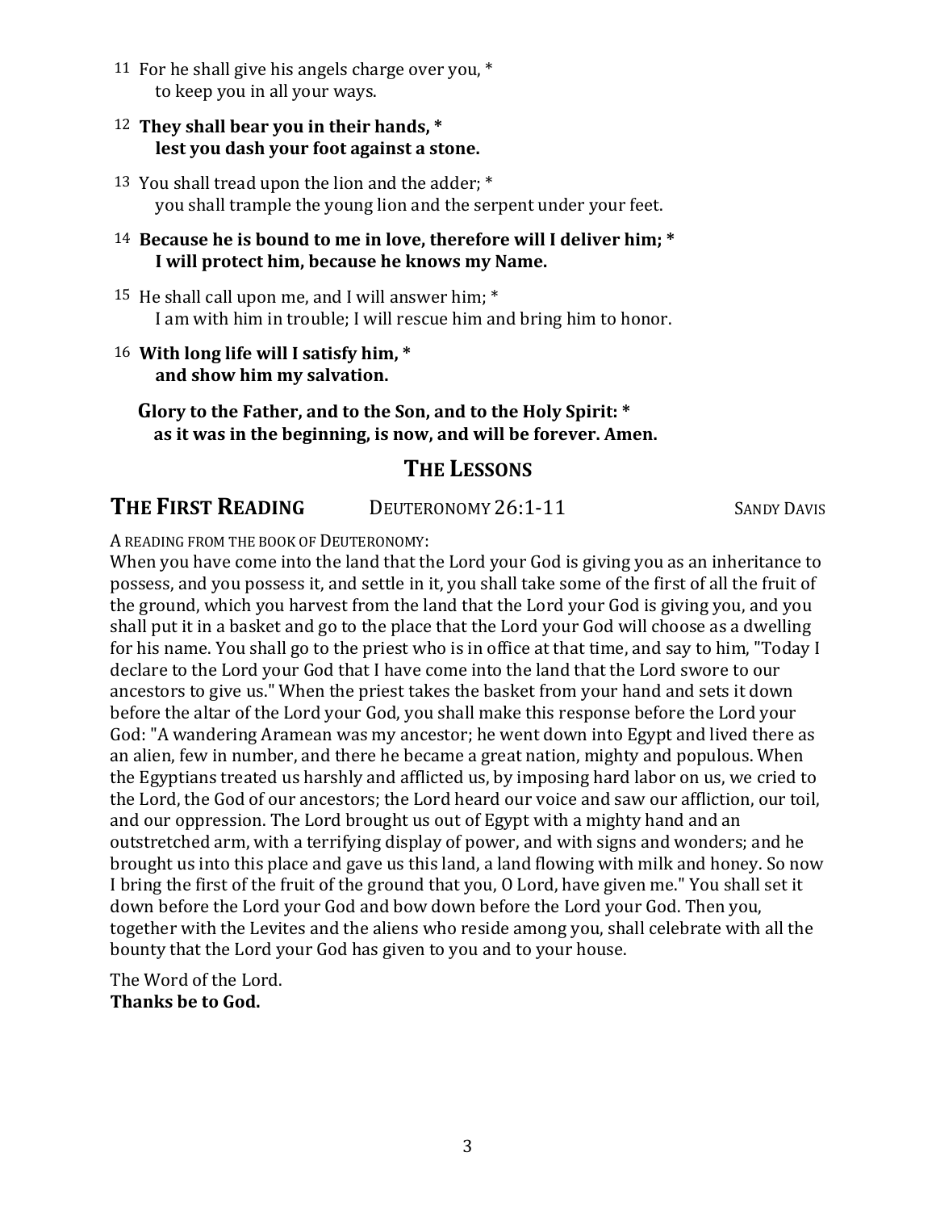11 For he shall give his angels charge over you, *
to keep you in all your ways.

**12 They shall bear you in their hands, *
lest you dash your foot against a stone.**

13 You shall tread upon the lion and the adder; *
you shall trample the young lion and the serpent under your feet.

**14 Because he is bound to me in love, therefore will I deliver him; *
I will protect him, because he knows my Name.**

15 He shall call upon me, and I will answer him; *
I am with him in trouble; I will rescue him and bring him to honor.

**16 With long life will I satisfy him, *
and show him my salvation.**

**Glory to the Father, and to the Son, and to the Holy Spirit: *
as it was in the beginning, is now, and will be forever. Amen.**

## THE LESSONS

### THE FIRST READING — DEUTERONOMY 26:1-11 — SANDY DAVIS

A READING FROM THE BOOK OF DEUTERONOMY:

When you have come into the land that the Lord your God is giving you as an inheritance to possess, and you possess it, and settle in it, you shall take some of the first of all the fruit of the ground, which you harvest from the land that the Lord your God is giving you, and you shall put it in a basket and go to the place that the Lord your God will choose as a dwelling for his name. You shall go to the priest who is in office at that time, and say to him, "Today I declare to the Lord your God that I have come into the land that the Lord swore to our ancestors to give us." When the priest takes the basket from your hand and sets it down before the altar of the Lord your God, you shall make this response before the Lord your God: "A wandering Aramean was my ancestor; he went down into Egypt and lived there as an alien, few in number, and there he became a great nation, mighty and populous. When the Egyptians treated us harshly and afflicted us, by imposing hard labor on us, we cried to the Lord, the God of our ancestors; the Lord heard our voice and saw our affliction, our toil, and our oppression. The Lord brought us out of Egypt with a mighty hand and an outstretched arm, with a terrifying display of power, and with signs and wonders; and he brought us into this place and gave us this land, a land flowing with milk and honey. So now I bring the first of the fruit of the ground that you, O Lord, have given me." You shall set it down before the Lord your God and bow down before the Lord your God. Then you, together with the Levites and the aliens who reside among you, shall celebrate with all the bounty that the Lord your God has given to you and to your house.

The Word of the Lord.
**Thanks be to God.**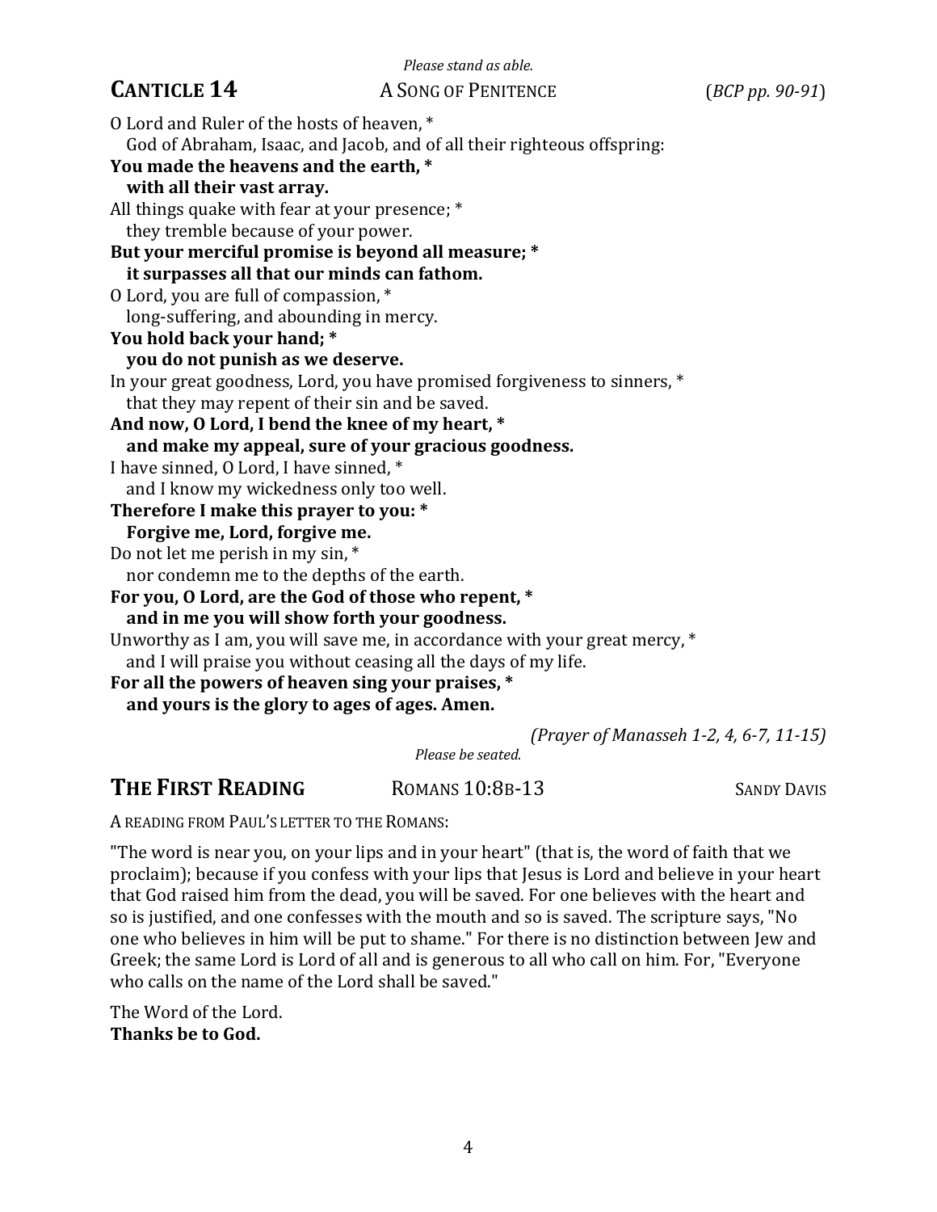*Please stand as able.*

## CANTICLE 14 — A SONG OF PENITENCE (*BCP pp. 90-91*)

O Lord and Ruler of the hosts of heaven, *
God of Abraham, Isaac, and Jacob, and of all their righteous offspring:
**You made the heavens and the earth, *
with all their vast array.**
All things quake with fear at your presence; *
they tremble because of your power.
**But your merciful promise is beyond all measure; *
it surpasses all that our minds can fathom.**
O Lord, you are full of compassion, *
long-suffering, and abounding in mercy.
**You hold back your hand; *
you do not punish as we deserve.**
In your great goodness, Lord, you have promised forgiveness to sinners, *
that they may repent of their sin and be saved.
**And now, O Lord, I bend the knee of my heart, *
and make my appeal, sure of your gracious goodness.**
I have sinned, O Lord, I have sinned, *
and I know my wickedness only too well.
**Therefore I make this prayer to you: *
Forgive me, Lord, forgive me.**
Do not let me perish in my sin, *
nor condemn me to the depths of the earth.
**For you, O Lord, are the God of those who repent, *
and in me you will show forth your goodness.**
Unworthy as I am, you will save me, in accordance with your great mercy, *
and I will praise you without ceasing all the days of my life.
**For all the powers of heaven sing your praises, *
and yours is the glory to ages of ages. Amen.**

*(Prayer of Manasseh 1-2, 4, 6-7, 11-15)*

*Please be seated.*

## THE FIRST READING — ROMANS 10:8B-13 — SANDY DAVIS

A READING FROM PAUL'S LETTER TO THE ROMANS:

"The word is near you, on your lips and in your heart" (that is, the word of faith that we proclaim); because if you confess with your lips that Jesus is Lord and believe in your heart that God raised him from the dead, you will be saved. For one believes with the heart and so is justified, and one confesses with the mouth and so is saved. The scripture says, "No one who believes in him will be put to shame." For there is no distinction between Jew and Greek; the same Lord is Lord of all and is generous to all who call on him. For, "Everyone who calls on the name of the Lord shall be saved."

The Word of the Lord.
**Thanks be to God.**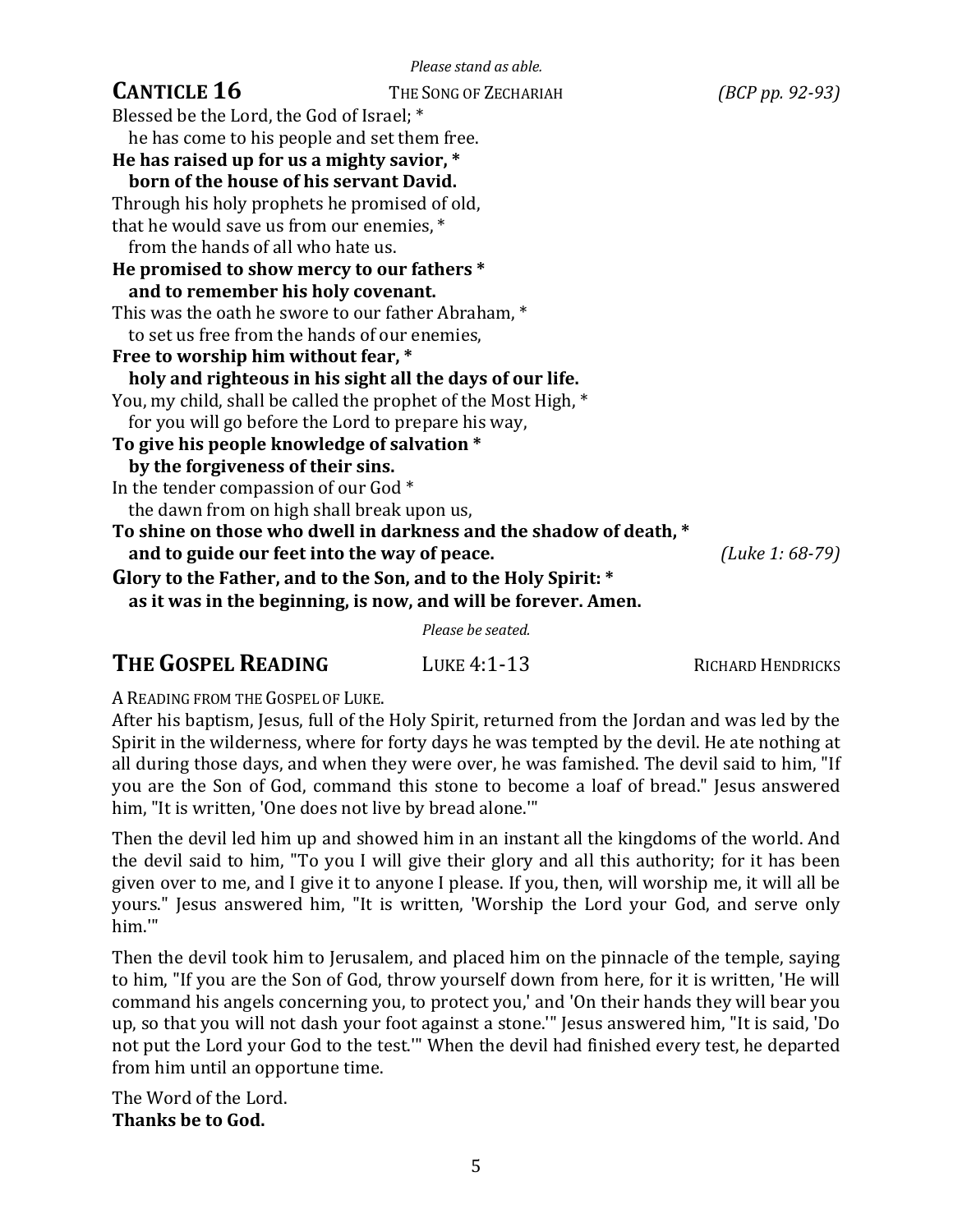*Please stand as able.*

## CANTICLE 16 — THE SONG OF ZECHARIAH *(BCP pp. 92-93)*

Blessed be the Lord, the God of Israel; *
  he has come to his people and set them free.
**He has raised up for us a mighty savior, ***
  **born of the house of his servant David.**
Through his holy prophets he promised of old,
that he would save us from our enemies, *
  from the hands of all who hate us.
**He promised to show mercy to our fathers ***
  **and to remember his holy covenant.**
This was the oath he swore to our father Abraham, *
  to set us free from the hands of our enemies,
**Free to worship him without fear, ***
  **holy and righteous in his sight all the days of our life.**
You, my child, shall be called the prophet of the Most High, *
  for you will go before the Lord to prepare his way,
**To give his people knowledge of salvation ***
  **by the forgiveness of their sins.**
In the tender compassion of our God *
  the dawn from on high shall break upon us,
**To shine on those who dwell in darkness and the shadow of death, ***
  **and to guide our feet into the way of peace.** *(Luke 1: 68-79)*
**Glory to the Father, and to the Son, and to the Holy Spirit: ***
  **as it was in the beginning, is now, and will be forever. Amen.**

*Please be seated.*

## THE GOSPEL READING — LUKE 4:1-13 — RICHARD HENDRICKS

A READING FROM THE GOSPEL OF LUKE.
After his baptism, Jesus, full of the Holy Spirit, returned from the Jordan and was led by the Spirit in the wilderness, where for forty days he was tempted by the devil. He ate nothing at all during those days, and when they were over, he was famished. The devil said to him, "If you are the Son of God, command this stone to become a loaf of bread." Jesus answered him, "It is written, 'One does not live by bread alone.'"

Then the devil led him up and showed him in an instant all the kingdoms of the world. And the devil said to him, "To you I will give their glory and all this authority; for it has been given over to me, and I give it to anyone I please. If you, then, will worship me, it will all be yours." Jesus answered him, "It is written, 'Worship the Lord your God, and serve only him.'"

Then the devil took him to Jerusalem, and placed him on the pinnacle of the temple, saying to him, "If you are the Son of God, throw yourself down from here, for it is written, 'He will command his angels concerning you, to protect you,' and 'On their hands they will bear you up, so that you will not dash your foot against a stone.'" Jesus answered him, "It is said, 'Do not put the Lord your God to the test.'" When the devil had finished every test, he departed from him until an opportune time.

The Word of the Lord.
**Thanks be to God.**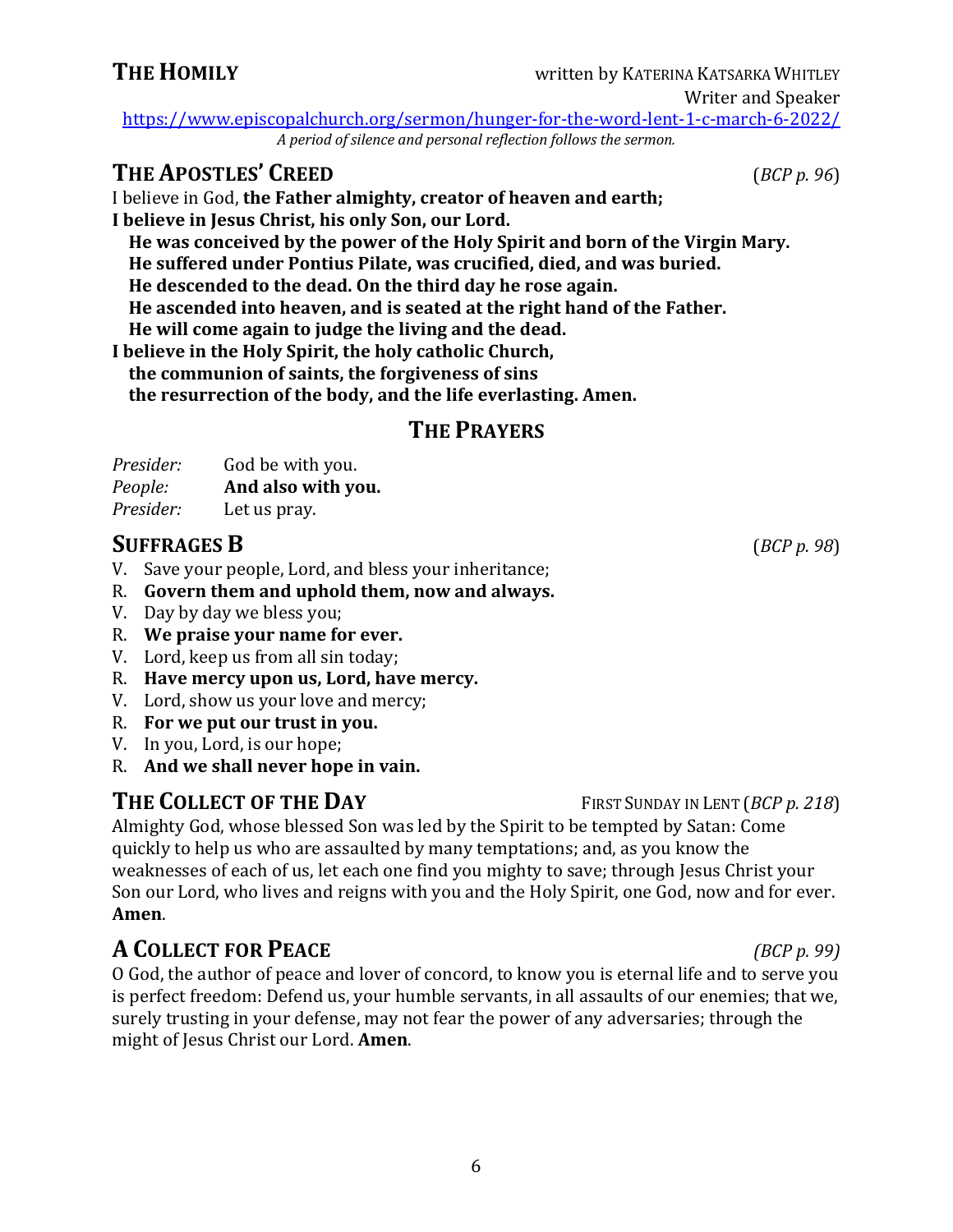## THE HOMILY

written by KATERINA KATSARKA WHITLEY
Writer and Speaker

https://www.episcopalchurch.org/sermon/hunger-for-the-word-lent-1-c-march-6-2022/

*A period of silence and personal reflection follows the sermon.*

## THE APOSTLES' CREED (*BCP p. 96*)

I believe in God, **the Father almighty, creator of heaven and earth;**
**I believe in Jesus Christ, his only Son, our Lord.**
**He was conceived by the power of the Holy Spirit and born of the Virgin Mary.**
**He suffered under Pontius Pilate, was crucified, died, and was buried.**
**He descended to the dead. On the third day he rose again.**
**He ascended into heaven, and is seated at the right hand of the Father.**
**He will come again to judge the living and the dead.**
**I believe in the Holy Spirit, the holy catholic Church,**
**the communion of saints, the forgiveness of sins**
**the resurrection of the body, and the life everlasting. Amen.**

## THE PRAYERS

*Presider:* God be with you.
*People:* **And also with you.**
*Presider:* Let us pray.

## SUFFRAGES B (*BCP p. 98*)

V. Save your people, Lord, and bless your inheritance;
R. **Govern them and uphold them, now and always.**
V. Day by day we bless you;
R. **We praise your name for ever.**
V. Lord, keep us from all sin today;
R. **Have mercy upon us, Lord, have mercy.**
V. Lord, show us your love and mercy;
R. **For we put our trust in you.**
V. In you, Lord, is our hope;
R. **And we shall never hope in vain.**

## THE COLLECT OF THE DAY FIRST SUNDAY IN LENT (*BCP p. 218*)

Almighty God, whose blessed Son was led by the Spirit to be tempted by Satan: Come quickly to help us who are assaulted by many temptations; and, as you know the weaknesses of each of us, let each one find you mighty to save; through Jesus Christ your Son our Lord, who lives and reigns with you and the Holy Spirit, one God, now and for ever. **Amen**.

## A COLLECT FOR PEACE *(BCP p. 99)*

O God, the author of peace and lover of concord, to know you is eternal life and to serve you is perfect freedom: Defend us, your humble servants, in all assaults of our enemies; that we, surely trusting in your defense, may not fear the power of any adversaries; through the might of Jesus Christ our Lord. **Amen**.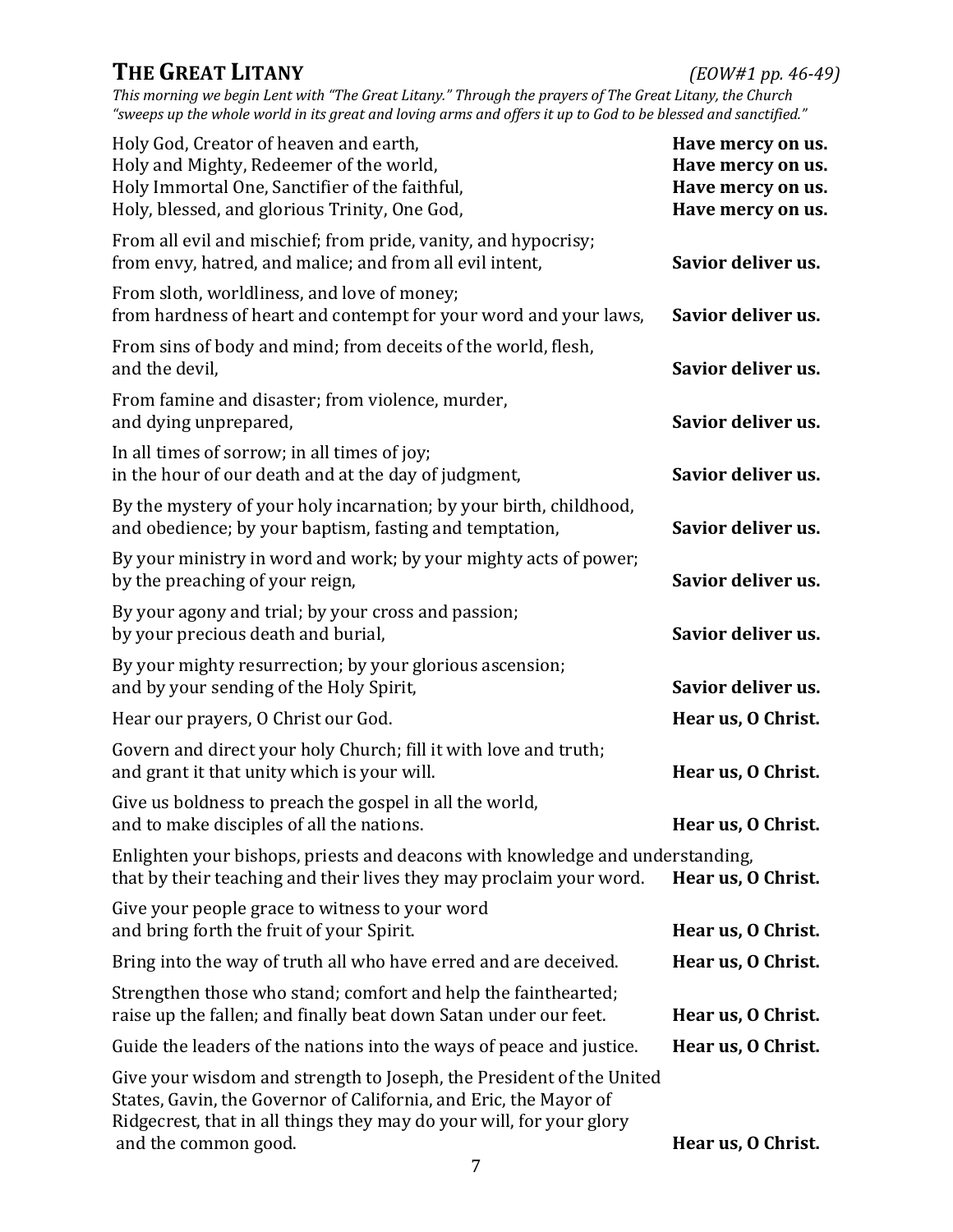## THE GREAT LITANY *(EOW#1 pp. 46-49)*

*This morning we begin Lent with "The Great Litany." Through the prayers of The Great Litany, the Church "sweeps up the whole world in its great and loving arms and offers it up to God to be blessed and sanctified."*

Holy God, Creator of heaven and earth, **Have mercy on us.**
Holy and Mighty, Redeemer of the world, **Have mercy on us.**
Holy Immortal One, Sanctifier of the faithful, **Have mercy on us.**
Holy, blessed, and glorious Trinity, One God, **Have mercy on us.**

From all evil and mischief; from pride, vanity, and hypocrisy;
from envy, hatred, and malice; and from all evil intent, **Savior deliver us.**

From sloth, worldliness, and love of money;
from hardness of heart and contempt for your word and your laws, **Savior deliver us.**

From sins of body and mind; from deceits of the world, flesh,
and the devil, **Savior deliver us.**

From famine and disaster; from violence, murder,
and dying unprepared, **Savior deliver us.**

In all times of sorrow; in all times of joy;
in the hour of our death and at the day of judgment, **Savior deliver us.**

By the mystery of your holy incarnation; by your birth, childhood,
and obedience; by your baptism, fasting and temptation, **Savior deliver us.**

By your ministry in word and work; by your mighty acts of power;
by the preaching of your reign, **Savior deliver us.**

By your agony and trial; by your cross and passion;
by your precious death and burial, **Savior deliver us.**

By your mighty resurrection; by your glorious ascension;
and by your sending of the Holy Spirit, **Savior deliver us.**

Hear our prayers, O Christ our God. **Hear us, O Christ.**

Govern and direct your holy Church; fill it with love and truth;
and grant it that unity which is your will. **Hear us, O Christ.**

Give us boldness to preach the gospel in all the world,
and to make disciples of all the nations. **Hear us, O Christ.**

Enlighten your bishops, priests and deacons with knowledge and understanding,
that by their teaching and their lives they may proclaim your word. **Hear us, O Christ.**

Give your people grace to witness to your word
and bring forth the fruit of your Spirit. **Hear us, O Christ.**

Bring into the way of truth all who have erred and are deceived. **Hear us, O Christ.**

Strengthen those who stand; comfort and help the fainthearted;
raise up the fallen; and finally beat down Satan under our feet. **Hear us, O Christ.**

Guide the leaders of the nations into the ways of peace and justice. **Hear us, O Christ.**

Give your wisdom and strength to Joseph, the President of the United
States, Gavin, the Governor of California, and Eric, the Mayor of
Ridgecrest, that in all things they may do your will, for your glory
and the common good. **Hear us, O Christ.**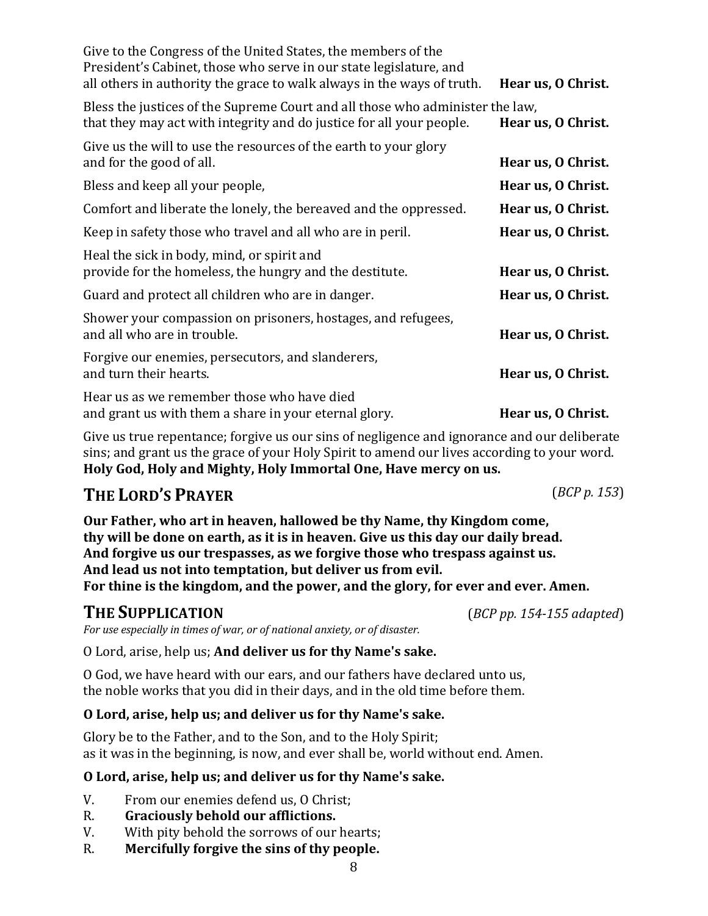Give to the Congress of the United States, the members of the President's Cabinet, those who serve in our state legislature, and all others in authority the grace to walk always in the ways of truth. **Hear us, O Christ.**

Bless the justices of the Supreme Court and all those who administer the law, that they may act with integrity and do justice for all your people. **Hear us, O Christ.**

Give us the will to use the resources of the earth to your glory and for the good of all. **Hear us, O Christ.**

Bless and keep all your people, **Hear us, O Christ.**

Comfort and liberate the lonely, the bereaved and the oppressed. **Hear us, O Christ.**

Keep in safety those who travel and all who are in peril. **Hear us, O Christ.**

Heal the sick in body, mind, or spirit and provide for the homeless, the hungry and the destitute. **Hear us, O Christ.**

Guard and protect all children who are in danger. **Hear us, O Christ.**

Shower your compassion on prisoners, hostages, and refugees, and all who are in trouble. **Hear us, O Christ.**

Forgive our enemies, persecutors, and slanderers, and turn their hearts. **Hear us, O Christ.**

Hear us as we remember those who have died and grant us with them a share in your eternal glory. **Hear us, O Christ.**

Give us true repentance; forgive us our sins of negligence and ignorance and our deliberate sins; and grant us the grace of your Holy Spirit to amend our lives according to your word.
**Holy God, Holy and Mighty, Holy Immortal One, Have mercy on us.**

## THE LORD'S PRAYER (*BCP p. 153*)

**Our Father, who art in heaven, hallowed be thy Name, thy Kingdom come,
thy will be done on earth, as it is in heaven. Give us this day our daily bread.
And forgive us our trespasses, as we forgive those who trespass against us.
And lead us not into temptation, but deliver us from evil.
For thine is the kingdom, and the power, and the glory, for ever and ever. Amen.**

## THE SUPPLICATION (*BCP pp. 154-155 adapted*)

*For use especially in times of war, or of national anxiety, or of disaster.*

O Lord, arise, help us; **And deliver us for thy Name's sake.**

O God, we have heard with our ears, and our fathers have declared unto us,
the noble works that you did in their days, and in the old time before them.

**O Lord, arise, help us; and deliver us for thy Name's sake.**

Glory be to the Father, and to the Son, and to the Holy Spirit;
as it was in the beginning, is now, and ever shall be, world without end. Amen.

**O Lord, arise, help us; and deliver us for thy Name's sake.**

V. From our enemies defend us, O Christ;
R. **Graciously behold our afflictions.**
V. With pity behold the sorrows of our hearts;
R. **Mercifully forgive the sins of thy people.**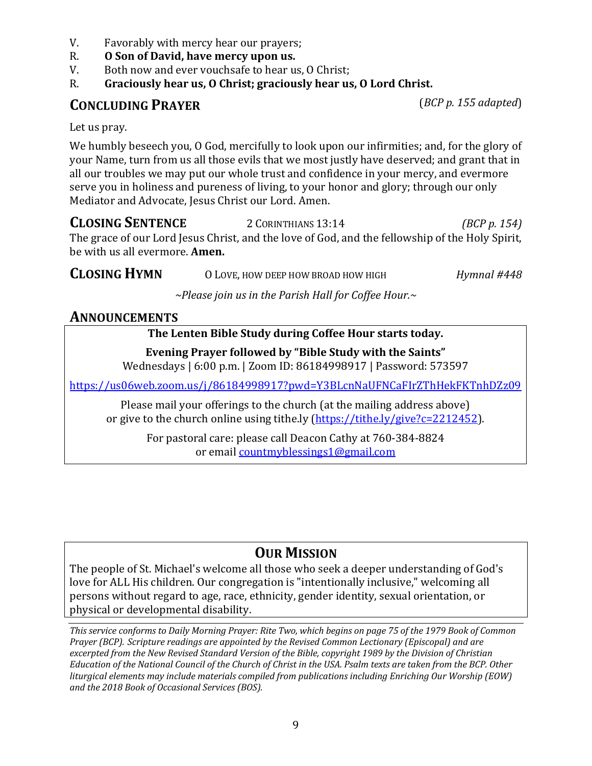V. Favorably with mercy hear our prayers;
R. **O Son of David, have mercy upon us.**
V. Both now and ever vouchsafe to hear us, O Christ;
R. **Graciously hear us, O Christ; graciously hear us, O Lord Christ.**

## CONCLUDING PRAYER (*BCP p. 155 adapted*)

Let us pray.

We humbly beseech you, O God, mercifully to look upon our infirmities; and, for the glory of your Name, turn from us all those evils that we most justly have deserved; and grant that in all our troubles we may put our whole trust and confidence in your mercy, and evermore serve you in holiness and pureness of living, to your honor and glory; through our only Mediator and Advocate, Jesus Christ our Lord. Amen.

## CLOSING SENTENCE 2 CORINTHIANS 13:14 *(BCP p. 154)*

The grace of our Lord Jesus Christ, and the love of God, and the fellowship of the Holy Spirit, be with us all evermore. **Amen.**

## CLOSING HYMN O LOVE, HOW DEEP HOW BROAD HOW HIGH *Hymnal #448*

*~Please join us in the Parish Hall for Coffee Hour.~*

## ANNOUNCEMENTS

**The Lenten Bible Study during Coffee Hour starts today.**

**Evening Prayer followed by "Bible Study with the Saints"**
Wednesdays | 6:00 p.m. | Zoom ID: 86184998917 | Password: 573597

https://us06web.zoom.us/j/86184998917?pwd=Y3BLcnNaUFNCaFIrZThHekFKTnhDZz09

Please mail your offerings to the church (at the mailing address above) or give to the church online using tithe.ly (https://tithe.ly/give?c=2212452).

For pastoral care: please call Deacon Cathy at 760-384-8824 or email countmyblessings1@gmail.com

## OUR MISSION

The people of St. Michael's welcome all those who seek a deeper understanding of God's love for ALL His children. Our congregation is "intentionally inclusive," welcoming all persons without regard to age, race, ethnicity, gender identity, sexual orientation, or physical or developmental disability.

*This service conforms to Daily Morning Prayer: Rite Two, which begins on page 75 of the 1979 Book of Common Prayer (BCP). Scripture readings are appointed by the Revised Common Lectionary (Episcopal) and are excerpted from the New Revised Standard Version of the Bible, copyright 1989 by the Division of Christian Education of the National Council of the Church of Christ in the USA. Psalm texts are taken from the BCP. Other liturgical elements may include materials compiled from publications including Enriching Our Worship (EOW) and the 2018 Book of Occasional Services (BOS).*